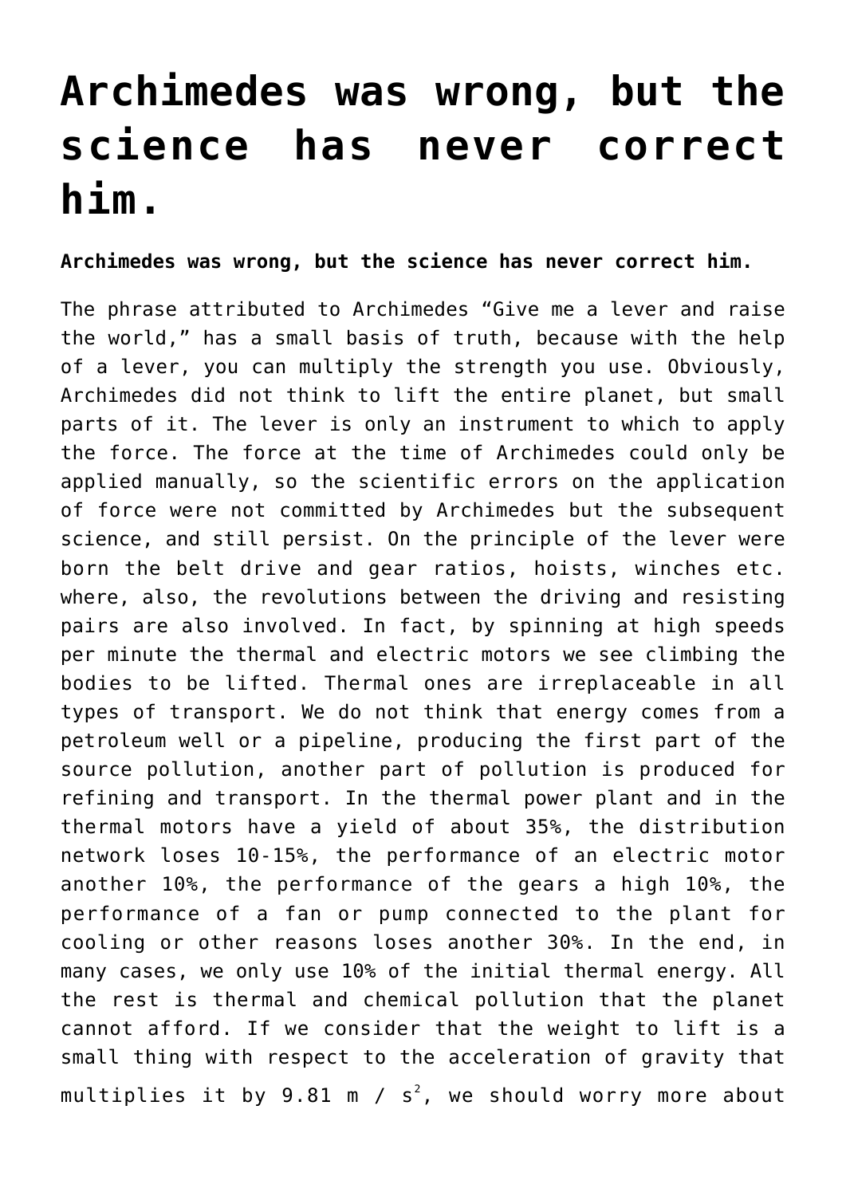# Archimedes was wrong, but the science has never correct him.

**Archimedes was wrong, but the science has never correct him.**

The phrase attributed to Archimedes "Give me a lever and raise the world," has a small basis of truth, because with the help of a lever, you can multiply the strength you use. Obviously, Archimedes did not think to lift the entire planet, but small parts of it. The lever is only an instrument to which to apply the force. The force at the time of Archimedes could only be applied manually, so the scientific errors on the application of force were not committed by Archimedes but the subsequent science, and still persist. On the principle of the lever were born the belt drive and gear ratios, hoists, winches etc. where, also, the revolutions between the driving and resisting pairs are also involved. In fact, by spinning at high speeds per minute the thermal and electric motors we see climbing the bodies to be lifted. Thermal ones are irreplaceable in all types of transport. We do not think that energy comes from a petroleum well or a pipeline, producing the first part of the source pollution, another part of pollution is produced for refining and transport. In the thermal power plant and in the thermal motors have a yield of about 35%, the distribution network loses 10-15%, the performance of an electric motor another 10%, the performance of the gears a high 10%, the performance of a fan or pump connected to the plant for cooling or other reasons loses another 30%. In the end, in many cases, we only use 10% of the initial thermal energy. All the rest is thermal and chemical pollution that the planet cannot afford. If we consider that the weight to lift is a small thing with respect to the acceleration of gravity that multiplies it by 9.81 $m / s^2$, we should worry more about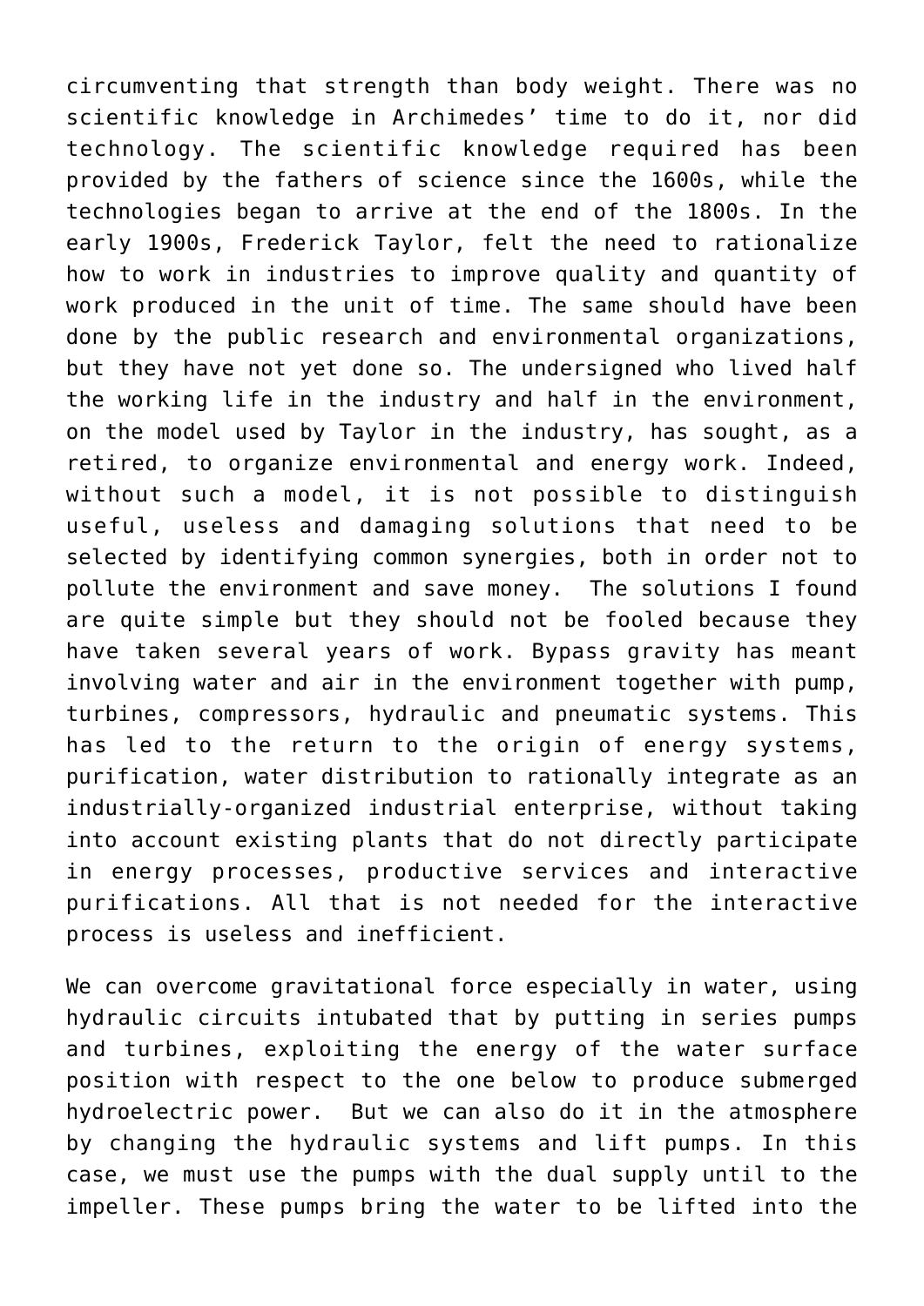circumventing that strength than body weight. There was no scientific knowledge in Archimedes' time to do it, nor did technology. The scientific knowledge required has been provided by the fathers of science since the 1600s, while the technologies began to arrive at the end of the 1800s. In the early 1900s, Frederick Taylor, felt the need to rationalize how to work in industries to improve quality and quantity of work produced in the unit of time. The same should have been done by the public research and environmental organizations, but they have not yet done so. The undersigned who lived half the working life in the industry and half in the environment, on the model used by Taylor in the industry, has sought, as a retired, to organize environmental and energy work. Indeed, without such a model, it is not possible to distinguish useful, useless and damaging solutions that need to be selected by identifying common synergies, both in order not to pollute the environment and save money. The solutions I found are quite simple but they should not be fooled because they have taken several years of work. Bypass gravity has meant involving water and air in the environment together with pump, turbines, compressors, hydraulic and pneumatic systems. This has led to the return to the origin of energy systems, purification, water distribution to rationally integrate as an industrially-organized industrial enterprise, without taking into account existing plants that do not directly participate in energy processes, productive services and interactive purifications. All that is not needed for the interactive process is useless and inefficient.

We can overcome gravitational force especially in water, using hydraulic circuits intubated that by putting in series pumps and turbines, exploiting the energy of the water surface position with respect to the one below to produce submerged hydroelectric power. But we can also do it in the atmosphere by changing the hydraulic systems and lift pumps. In this case, we must use the pumps with the dual supply until to the impeller. These pumps bring the water to be lifted into the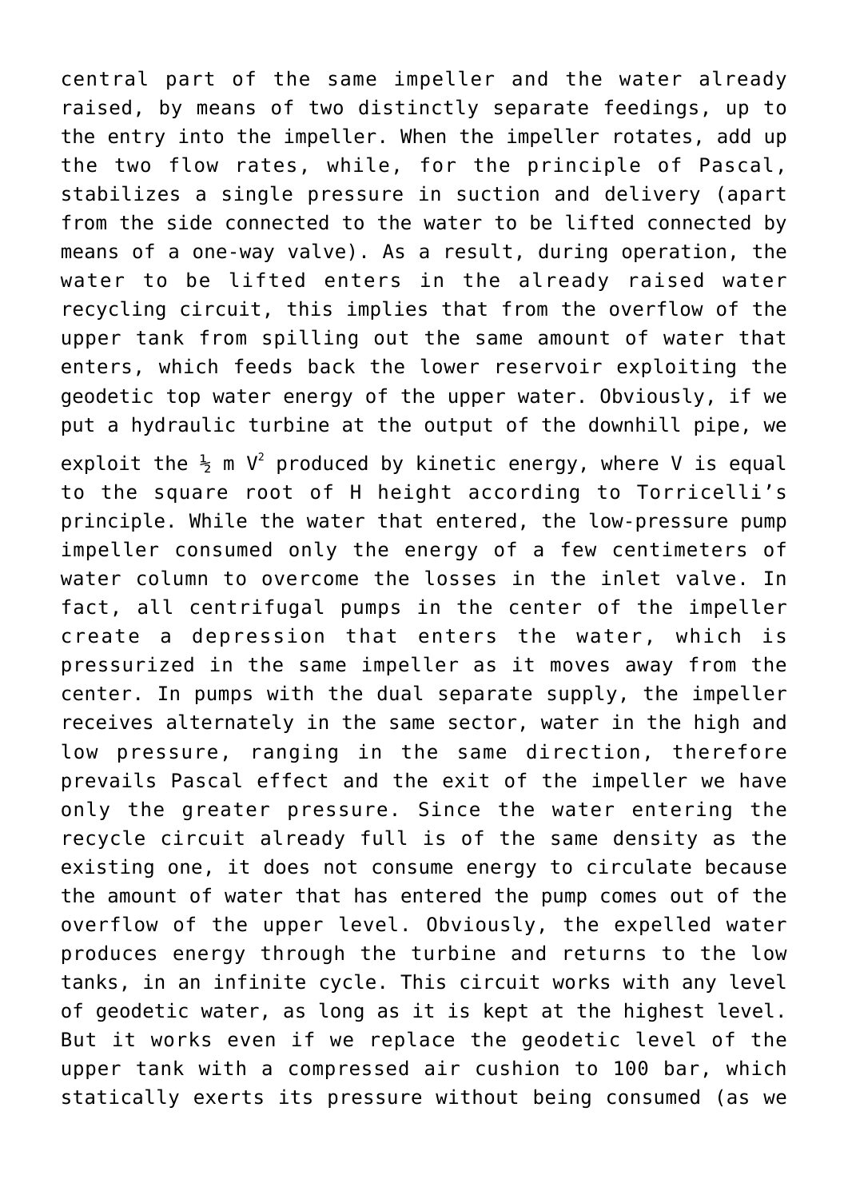central part of the same impeller and the water already raised, by means of two distinctly separate feedings, up to the entry into the impeller. When the impeller rotates, add up the two flow rates, while, for the principle of Pascal, stabilizes a single pressure in suction and delivery (apart from the side connected to the water to be lifted connected by means of a one-way valve). As a result, during operation, the water to be lifted enters in the already raised water recycling circuit, this implies that from the overflow of the upper tank from spilling out the same amount of water that enters, which feeds back the lower reservoir exploiting the geodetic top water energy of the upper water. Obviously, if we put a hydraulic turbine at the output of the downhill pipe, we exploit the $\frac{1}{2}$ m $V^2$ produced by kinetic energy, where V is equal to the square root of H height according to Torricelli's principle. While the water that entered, the low-pressure pump impeller consumed only the energy of a few centimeters of water column to overcome the losses in the inlet valve. In fact, all centrifugal pumps in the center of the impeller create a depression that enters the water, which is pressurized in the same impeller as it moves away from the center. In pumps with the dual separate supply, the impeller receives alternately in the same sector, water in the high and low pressure, ranging in the same direction, therefore prevails Pascal effect and the exit of the impeller we have only the greater pressure. Since the water entering the recycle circuit already full is of the same density as the existing one, it does not consume energy to circulate because the amount of water that has entered the pump comes out of the overflow of the upper level. Obviously, the expelled water produces energy through the turbine and returns to the low tanks, in an infinite cycle. This circuit works with any level of geodetic water, as long as it is kept at the highest level. But it works even if we replace the geodetic level of the upper tank with a compressed air cushion to 100 bar, which statically exerts its pressure without being consumed (as we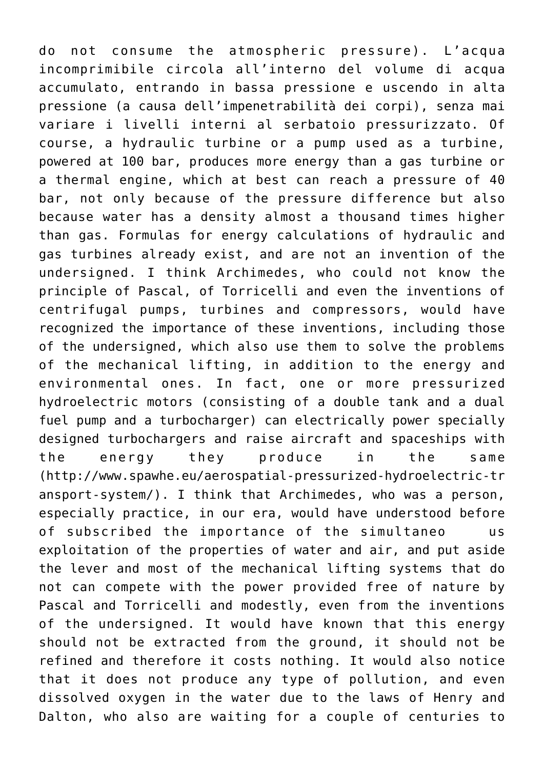do not consume the atmospheric pressure). L'acqua incomprimibile circola all'interno del volume di acqua accumulato, entrando in bassa pressione e uscendo in alta pressione (a causa dell'impenetrabilità dei corpi), senza mai variare i livelli interni al serbatoio pressurizzato. Of course, a hydraulic turbine or a pump used as a turbine, powered at 100 bar, produces more energy than a gas turbine or a thermal engine, which at best can reach a pressure of 40 bar, not only because of the pressure difference but also because water has a density almost a thousand times higher than gas. Formulas for energy calculations of hydraulic and gas turbines already exist, and are not an invention of the undersigned. I think Archimedes, who could not know the principle of Pascal, of Torricelli and even the inventions of centrifugal pumps, turbines and compressors, would have recognized the importance of these inventions, including those of the undersigned, which also use them to solve the problems of the mechanical lifting, in addition to the energy and environmental ones. In fact, one or more pressurized hydroelectric motors (consisting of a double tank and a dual fuel pump and a turbocharger) can electrically power specially designed turbochargers and raise aircraft and spaceships with the energy they produce in the same (http://www.spawhe.eu/aerospatial-pressurized-hydroelectric-transport-system/). I think that Archimedes, who was a person, especially practice, in our era, would have understood before of subscribed the importance of the simultaneo us exploitation of the properties of water and air, and put aside the lever and most of the mechanical lifting systems that do not can compete with the power provided free of nature by Pascal and Torricelli and modestly, even from the inventions of the undersigned. It would have known that this energy should not be extracted from the ground, it should not be refined and therefore it costs nothing. It would also notice that it does not produce any type of pollution, and even dissolved oxygen in the water due to the laws of Henry and Dalton, who also are waiting for a couple of centuries to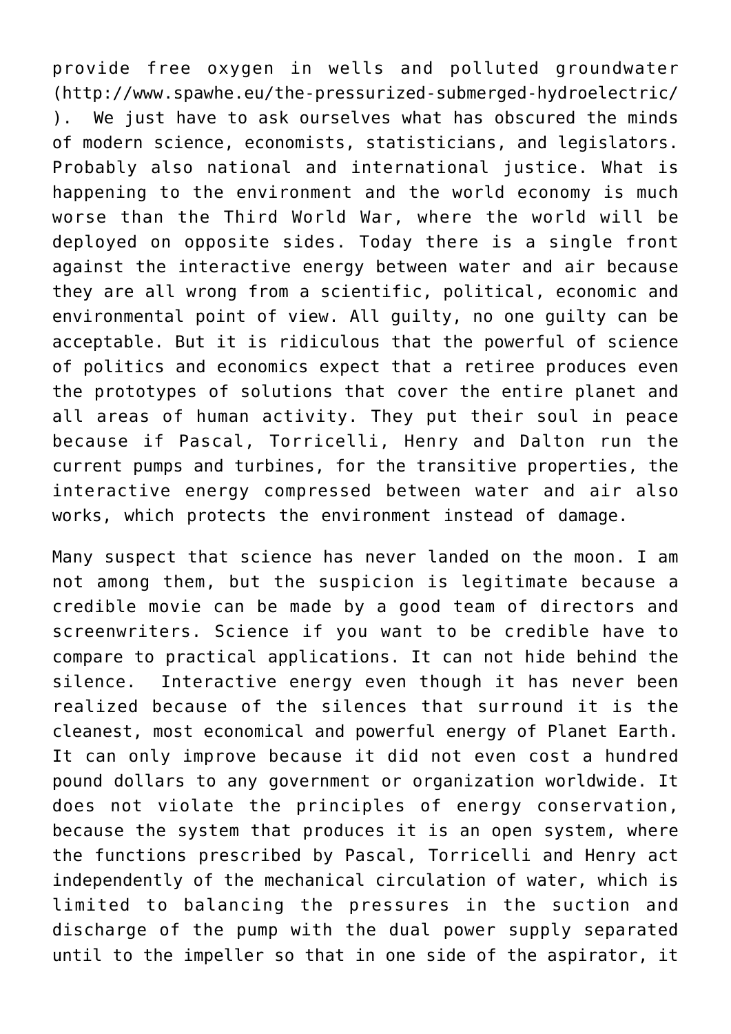provide free oxygen in wells and polluted groundwater (http://www.spawhe.eu/the-pressurized-submerged-hydroelectric/ ). We just have to ask ourselves what has obscured the minds of modern science, economists, statisticians, and legislators. Probably also national and international justice. What is happening to the environment and the world economy is much worse than the Third World War, where the world will be deployed on opposite sides. Today there is a single front against the interactive energy between water and air because they are all wrong from a scientific, political, economic and environmental point of view. All guilty, no one guilty can be acceptable. But it is ridiculous that the powerful of science of politics and economics expect that a retiree produces even the prototypes of solutions that cover the entire planet and all areas of human activity. They put their soul in peace because if Pascal, Torricelli, Henry and Dalton run the current pumps and turbines, for the transitive properties, the interactive energy compressed between water and air also works, which protects the environment instead of damage.

Many suspect that science has never landed on the moon. I am not among them, but the suspicion is legitimate because a credible movie can be made by a good team of directors and screenwriters. Science if you want to be credible have to compare to practical applications. It can not hide behind the silence. Interactive energy even though it has never been realized because of the silences that surround it is the cleanest, most economical and powerful energy of Planet Earth. It can only improve because it did not even cost a hundred pound dollars to any government or organization worldwide. It does not violate the principles of energy conservation, because the system that produces it is an open system, where the functions prescribed by Pascal, Torricelli and Henry act independently of the mechanical circulation of water, which is limited to balancing the pressures in the suction and discharge of the pump with the dual power supply separated until to the impeller so that in one side of the aspirator, it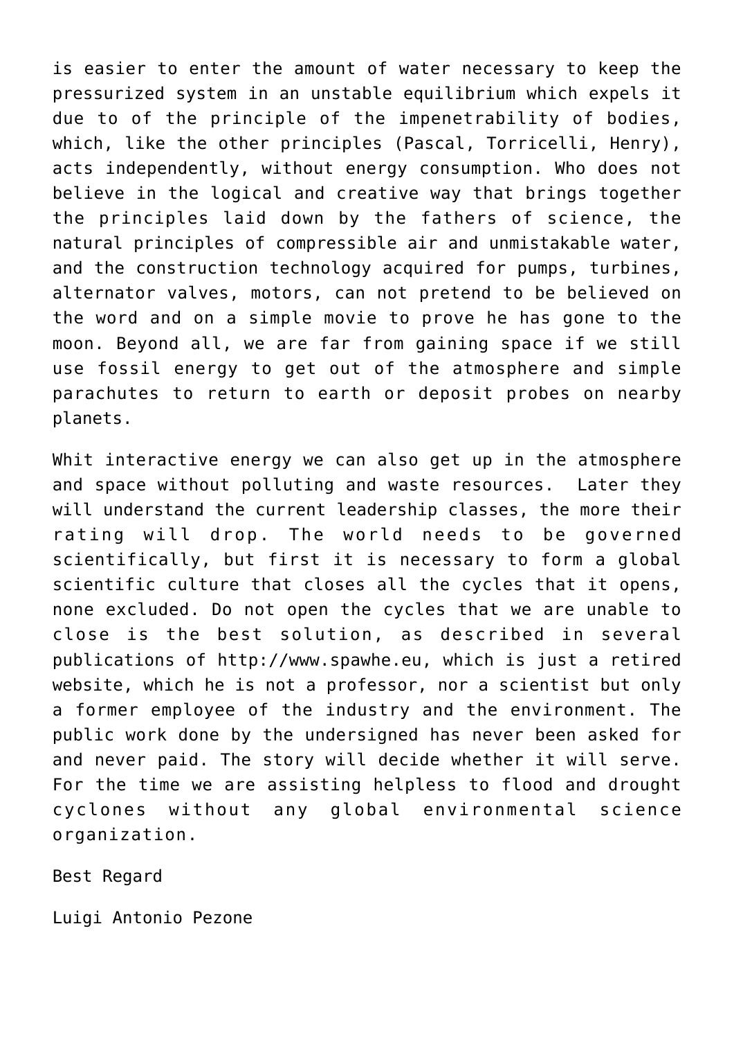is easier to enter the amount of water necessary to keep the pressurized system in an unstable equilibrium which expels it due to of the principle of the impenetrability of bodies, which, like the other principles (Pascal, Torricelli, Henry), acts independently, without energy consumption. Who does not believe in the logical and creative way that brings together the principles laid down by the fathers of science, the natural principles of compressible air and unmistakable water, and the construction technology acquired for pumps, turbines, alternator valves, motors, can not pretend to be believed on the word and on a simple movie to prove he has gone to the moon. Beyond all, we are far from gaining space if we still use fossil energy to get out of the atmosphere and simple parachutes to return to earth or deposit probes on nearby planets.

Whit interactive energy we can also get up in the atmosphere and space without polluting and waste resources. Later they will understand the current leadership classes, the more their rating will drop. The world needs to be governed scientifically, but first it is necessary to form a global scientific culture that closes all the cycles that it opens, none excluded. Do not open the cycles that we are unable to close is the best solution, as described in several publications of http://www.spawhe.eu, which is just a retired website, which he is not a professor, nor a scientist but only a former employee of the industry and the environment. The public work done by the undersigned has never been asked for and never paid. The story will decide whether it will serve. For the time we are assisting helpless to flood and drought cyclones without any global environmental science organization.

Best Regard

Luigi Antonio Pezone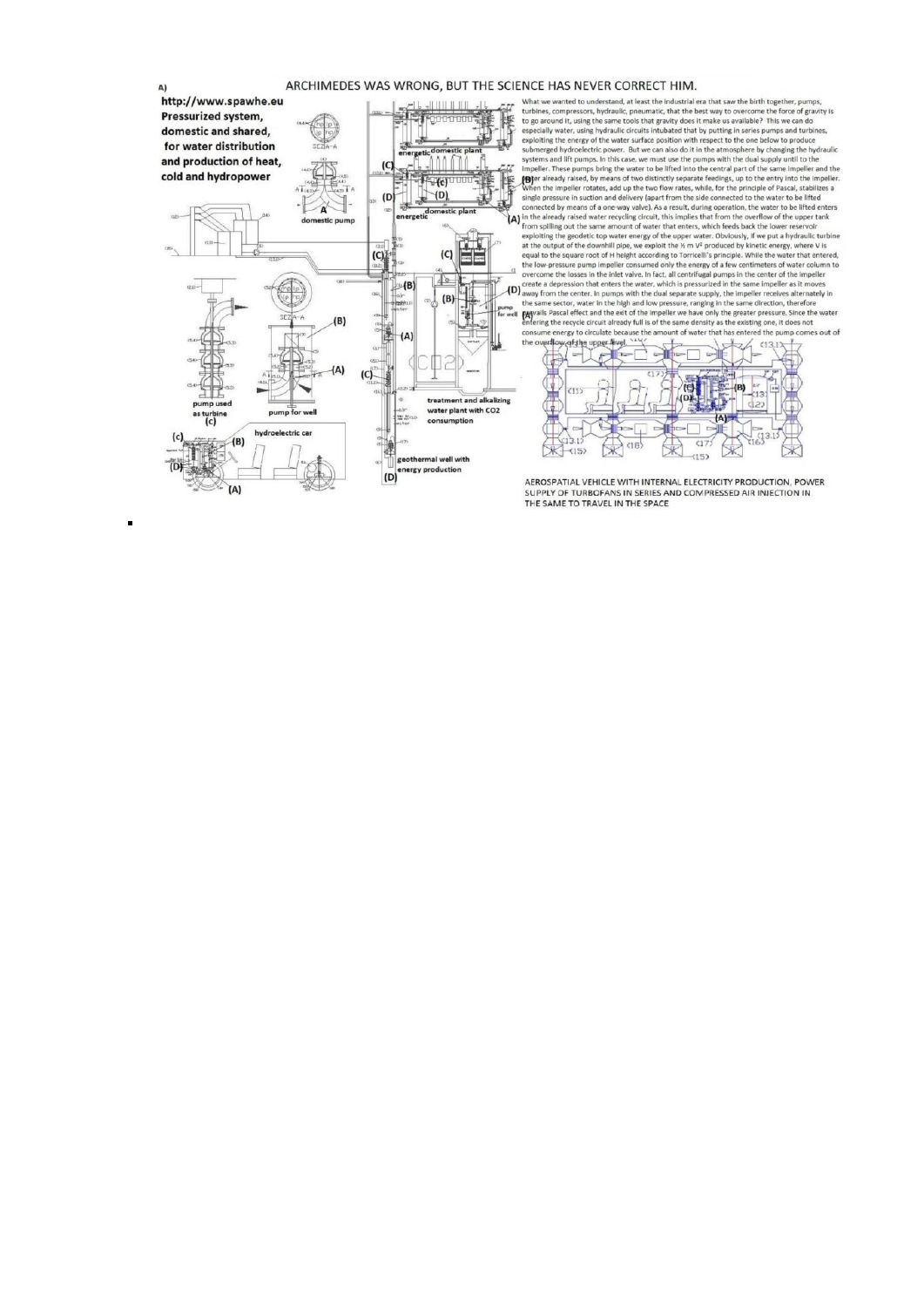A)

# ARCHIMEDES WAS WRONG, BUT THE SCIENCE HAS NEVER CORRECT HIM.

**http://www.spawhe.eu**
**Pressurized system, domestic and shared, for water distribution and production of heat, cold and hydropower**

What we wanted to understand, at least the industrial era that saw the birth together, pumps, turbines, compressors, hydraulic, pneumatic, that the best way to overcome the force of gravity is to go around it, using the same tools that gravity does it make us available? This we can do especially water, using hydraulic circuits intubated that by putting in series pumps and turbines, exploiting the energy of the water surface position with respect to the one below to produce submerged hydroelectric power. But we can also do it in the atmosphere by changing the hydraulic systems and lift pumps. In this case, we must use the pumps with the dual supply until to the impeller. These pumps bring the water to be lifted into the central part of the same impeller and the water already raised, by means of two distinctly separate feedings, up to the entry into the impeller. When the impeller rotates, add up the two flow rates, while, for the principle of Pascal, stabilizes a single pressure in suction and delivery (apart from the side connected to the water to be lifted connected by means of a one-way valve). As a result, during operation, the water to be lifted enters in the already raised water recycling circuit, this implies that from the overflow of the upper tank from spilling out the same amount of water that enters, which feeds back the lower reservoir exploiting the geodetic top water energy of the upper water. Obviously, if we put a hydraulic turbine at the output of the downhill pipe, we exploit the ½ m $V^2$ produced by kinetic energy, where V is equal to the square root of H height according to Torricelli's principle. While the water that entered, the low-pressure pump impeller consumed only the energy of a few centimeters of water column to overcome the losses in the inlet valve. In fact, all centrifugal pumps in the center of the impeller create a depression that enters the water, which is pressurized in the same impeller as it moves away from the center. In pumps with the dual separate supply, the impeller receives alternately in the same sector, water in the high and low pressure, ranging in the same direction, therefore prevails Pascal effect and the exit of the impeller we have only the greater pressure. Since the water entering the recycle circuit already full is of the same density as the existing one, it does not consume energy to circulate because the amount of water that has entered the pump comes out of the overflow of the upper level.

domestic pump

pump used as turbine

pump for well

hydroelectric car

domestic plant

energetic

treatment and alkalizing water plant with CO2 consumption

geothermal well with energy production

AEROSPATIAL VEHICLE WITH INTERNAL ELECTRICITY PRODUCTION, POWER SUPPLY OF TURBOFANS IN SERIES AND COMPRESSED AIR INJECTION IN THE SAME TO TRAVEL IN THE SPACE